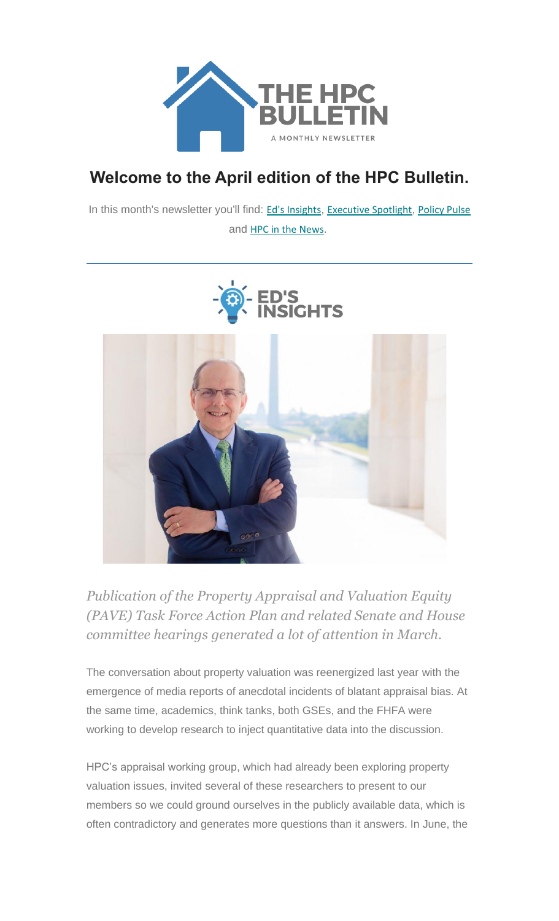# THE HPC BULLETIN

A MONTHLY NEWSLETTER

## Welcome to the April edition of the HPC Bulletin.

In this month's newsletter you'll find: Ed's Insights, Executive Spotlight, Policy Pulse and HPC in the News.

---

## ED'S INSIGHTS

*Publication of the Property Appraisal and Valuation Equity (PAVE) Task Force Action Plan and related Senate and House committee hearings generated a lot of attention in March.*

The conversation about property valuation was reenergized last year with the emergence of media reports of anecdotal incidents of blatant appraisal bias. At the same time, academics, think tanks, both GSEs, and the FHFA were working to develop research to inject quantitative data into the discussion.

HPC's appraisal working group, which had already been exploring property valuation issues, invited several of these researchers to present to our members so we could ground ourselves in the publicly available data, which is often contradictory and generates more questions than it answers. In June, the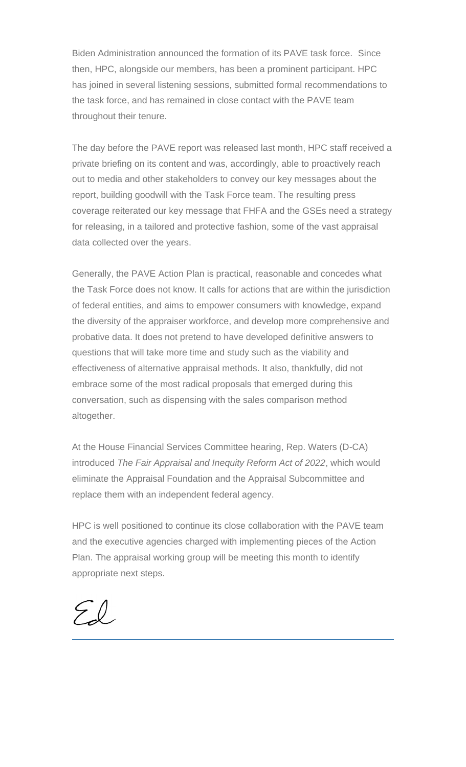Biden Administration announced the formation of its PAVE task force. Since then, HPC, alongside our members, has been a prominent participant. HPC has joined in several listening sessions, submitted formal recommendations to the task force, and has remained in close contact with the PAVE team throughout their tenure.

The day before the PAVE report was released last month, HPC staff received a private briefing on its content and was, accordingly, able to proactively reach out to media and other stakeholders to convey our key messages about the report, building goodwill with the Task Force team. The resulting press coverage reiterated our key message that FHFA and the GSEs need a strategy for releasing, in a tailored and protective fashion, some of the vast appraisal data collected over the years.

Generally, the PAVE Action Plan is practical, reasonable and concedes what the Task Force does not know. It calls for actions that are within the jurisdiction of federal entities, and aims to empower consumers with knowledge, expand the diversity of the appraiser workforce, and develop more comprehensive and probative data. It does not pretend to have developed definitive answers to questions that will take more time and study such as the viability and effectiveness of alternative appraisal methods. It also, thankfully, did not embrace some of the most radical proposals that emerged during this conversation, such as dispensing with the sales comparison method altogether.

At the House Financial Services Committee hearing, Rep. Waters (D-CA) introduced *The Fair Appraisal and Inequity Reform Act of 2022*, which would eliminate the Appraisal Foundation and the Appraisal Subcommittee and replace them with an independent federal agency.

HPC is well positioned to continue its close collaboration with the PAVE team and the executive agencies charged with implementing pieces of the Action Plan. The appraisal working group will be meeting this month to identify appropriate next steps.

Ed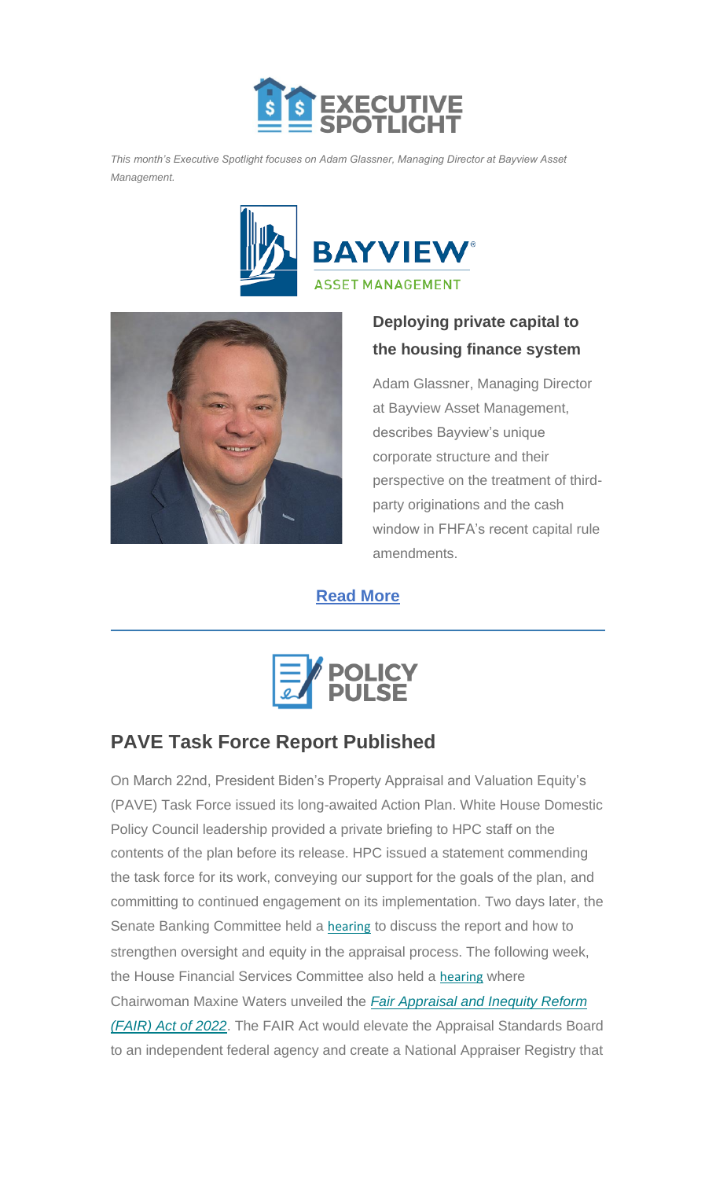# EXECUTIVE SPOTLIGHT

*This month's Executive Spotlight focuses on Adam Glassner, Managing Director at Bayview Asset Management.*

### Deploying private capital to the housing finance system

Adam Glassner, Managing Director at Bayview Asset Management, describes Bayview's unique corporate structure and their perspective on the treatment of third-party originations and the cash window in FHFA's recent capital rule amendments.

**Read More**

---

# POLICY PULSE

## PAVE Task Force Report Published

On March 22nd, President Biden's Property Appraisal and Valuation Equity's (PAVE) Task Force issued its long-awaited Action Plan. White House Domestic Policy Council leadership provided a private briefing to HPC staff on the contents of the plan before its release. HPC issued a statement commending the task force for its work, conveying our support for the goals of the plan, and committing to continued engagement on its implementation. Two days later, the Senate Banking Committee held a hearing to discuss the report and how to strengthen oversight and equity in the appraisal process. The following week, the House Financial Services Committee also held a hearing where Chairwoman Maxine Waters unveiled the *Fair Appraisal and Inequity Reform (FAIR) Act of 2022*. The FAIR Act would elevate the Appraisal Standards Board to an independent federal agency and create a National Appraiser Registry that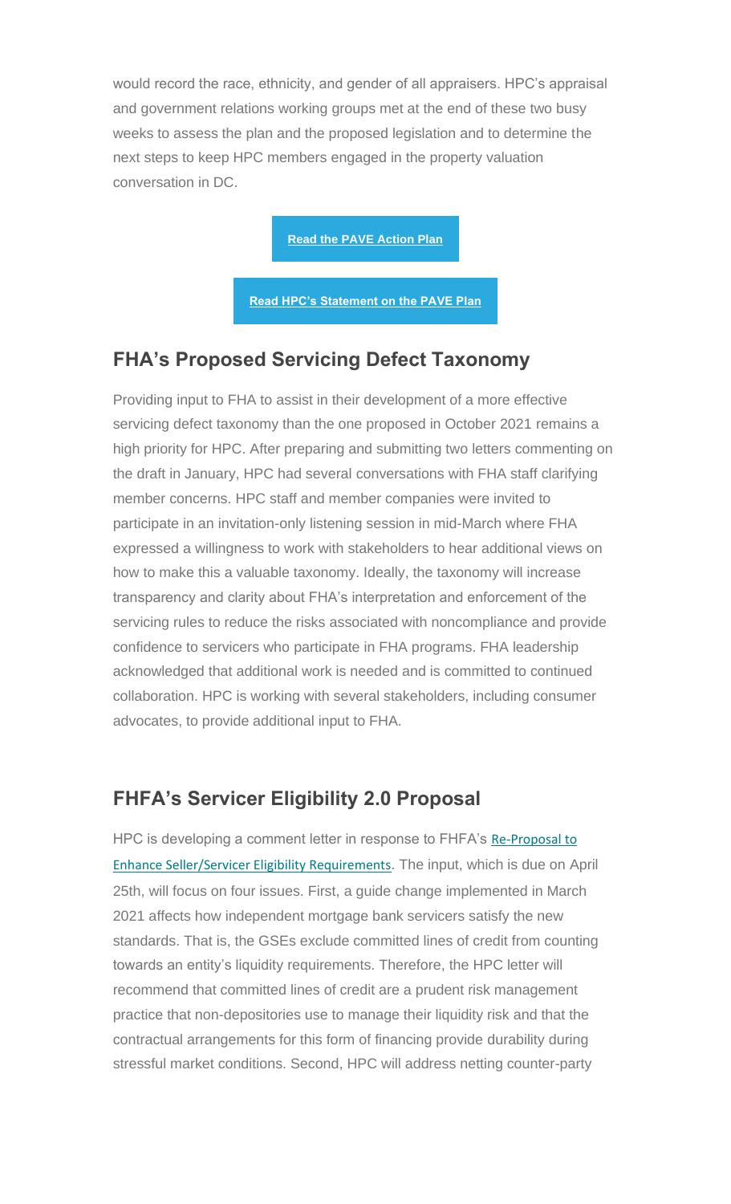would record the race, ethnicity, and gender of all appraisers. HPC's appraisal and government relations working groups met at the end of these two busy weeks to assess the plan and the proposed legislation and to determine the next steps to keep HPC members engaged in the property valuation conversation in DC.

**Read the PAVE Action Plan**

**Read HPC's Statement on the PAVE Plan**

## FHA's Proposed Servicing Defect Taxonomy

Providing input to FHA to assist in their development of a more effective servicing defect taxonomy than the one proposed in October 2021 remains a high priority for HPC. After preparing and submitting two letters commenting on the draft in January, HPC had several conversations with FHA staff clarifying member concerns. HPC staff and member companies were invited to participate in an invitation-only listening session in mid-March where FHA expressed a willingness to work with stakeholders to hear additional views on how to make this a valuable taxonomy. Ideally, the taxonomy will increase transparency and clarity about FHA's interpretation and enforcement of the servicing rules to reduce the risks associated with noncompliance and provide confidence to servicers who participate in FHA programs. FHA leadership acknowledged that additional work is needed and is committed to continued collaboration. HPC is working with several stakeholders, including consumer advocates, to provide additional input to FHA.

## FHFA's Servicer Eligibility 2.0 Proposal

HPC is developing a comment letter in response to FHFA's Re-Proposal to Enhance Seller/Servicer Eligibility Requirements. The input, which is due on April 25th, will focus on four issues. First, a guide change implemented in March 2021 affects how independent mortgage bank servicers satisfy the new standards. That is, the GSEs exclude committed lines of credit from counting towards an entity's liquidity requirements. Therefore, the HPC letter will recommend that committed lines of credit are a prudent risk management practice that non-depositories use to manage their liquidity risk and that the contractual arrangements for this form of financing provide durability during stressful market conditions. Second, HPC will address netting counter-party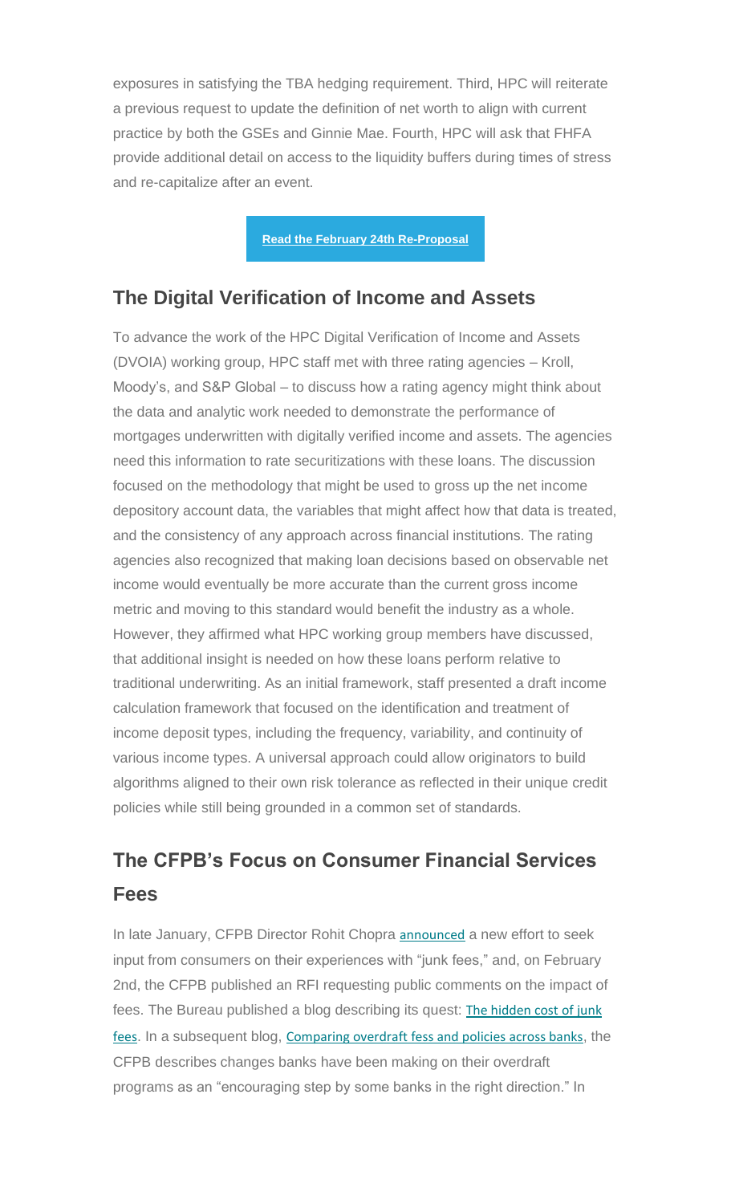exposures in satisfying the TBA hedging requirement. Third, HPC will reiterate a previous request to update the definition of net worth to align with current practice by both the GSEs and Ginnie Mae. Fourth, HPC will ask that FHFA provide additional detail on access to the liquidity buffers during times of stress and re-capitalize after an event.

**Read the February 24th Re-Proposal**

## The Digital Verification of Income and Assets

To advance the work of the HPC Digital Verification of Income and Assets (DVOIA) working group, HPC staff met with three rating agencies – Kroll, Moody's, and S&P Global – to discuss how a rating agency might think about the data and analytic work needed to demonstrate the performance of mortgages underwritten with digitally verified income and assets. The agencies need this information to rate securitizations with these loans. The discussion focused on the methodology that might be used to gross up the net income depository account data, the variables that might affect how that data is treated, and the consistency of any approach across financial institutions. The rating agencies also recognized that making loan decisions based on observable net income would eventually be more accurate than the current gross income metric and moving to this standard would benefit the industry as a whole. However, they affirmed what HPC working group members have discussed, that additional insight is needed on how these loans perform relative to traditional underwriting. As an initial framework, staff presented a draft income calculation framework that focused on the identification and treatment of income deposit types, including the frequency, variability, and continuity of various income types. A universal approach could allow originators to build algorithms aligned to their own risk tolerance as reflected in their unique credit policies while still being grounded in a common set of standards.

## The CFPB's Focus on Consumer Financial Services Fees

In late January, CFPB Director Rohit Chopra announced a new effort to seek input from consumers on their experiences with "junk fees," and, on February 2nd, the CFPB published an RFI requesting public comments on the impact of fees. The Bureau published a blog describing its quest: The hidden cost of junk fees. In a subsequent blog, Comparing overdraft fess and policies across banks, the CFPB describes changes banks have been making on their overdraft programs as an "encouraging step by some banks in the right direction." In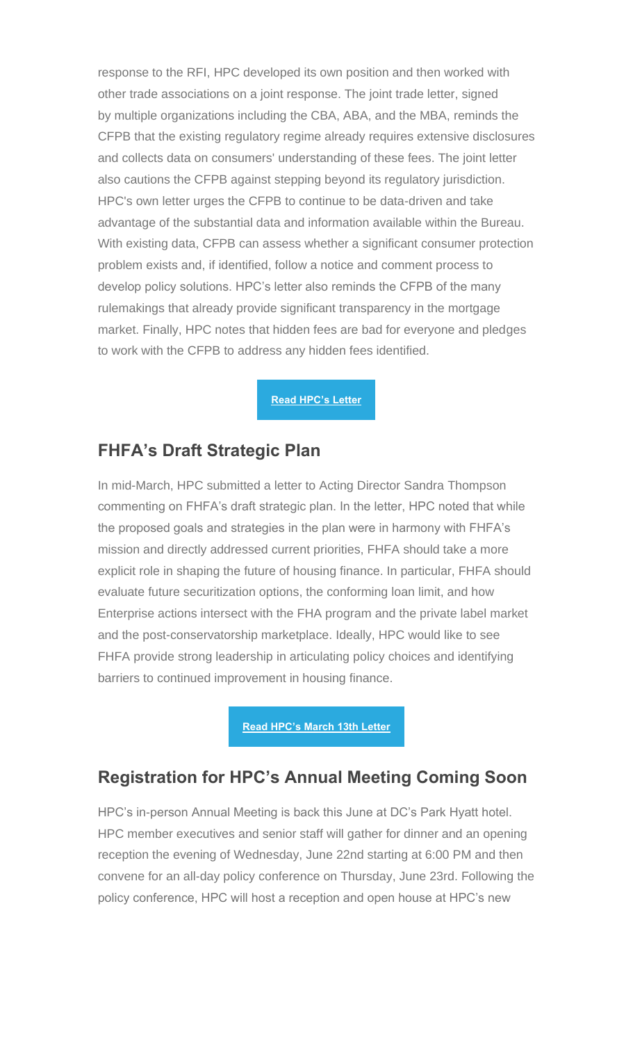response to the RFI, HPC developed its own position and then worked with other trade associations on a joint response. The joint trade letter, signed by multiple organizations including the CBA, ABA, and the MBA, reminds the CFPB that the existing regulatory regime already requires extensive disclosures and collects data on consumers' understanding of these fees. The joint letter also cautions the CFPB against stepping beyond its regulatory jurisdiction. HPC's own letter urges the CFPB to continue to be data-driven and take advantage of the substantial data and information available within the Bureau. With existing data, CFPB can assess whether a significant consumer protection problem exists and, if identified, follow a notice and comment process to develop policy solutions. HPC's letter also reminds the CFPB of the many rulemakings that already provide significant transparency in the mortgage market. Finally, HPC notes that hidden fees are bad for everyone and pledges to work with the CFPB to address any hidden fees identified.

**Read HPC's Letter**

## FHFA's Draft Strategic Plan

In mid-March, HPC submitted a letter to Acting Director Sandra Thompson commenting on FHFA's draft strategic plan. In the letter, HPC noted that while the proposed goals and strategies in the plan were in harmony with FHFA's mission and directly addressed current priorities, FHFA should take a more explicit role in shaping the future of housing finance. In particular, FHFA should evaluate future securitization options, the conforming loan limit, and how Enterprise actions intersect with the FHA program and the private label market and the post-conservatorship marketplace. Ideally, HPC would like to see FHFA provide strong leadership in articulating policy choices and identifying barriers to continued improvement in housing finance.

**Read HPC's March 13th Letter**

## Registration for HPC's Annual Meeting Coming Soon

HPC's in-person Annual Meeting is back this June at DC's Park Hyatt hotel. HPC member executives and senior staff will gather for dinner and an opening reception the evening of Wednesday, June 22nd starting at 6:00 PM and then convene for an all-day policy conference on Thursday, June 23rd. Following the policy conference, HPC will host a reception and open house at HPC's new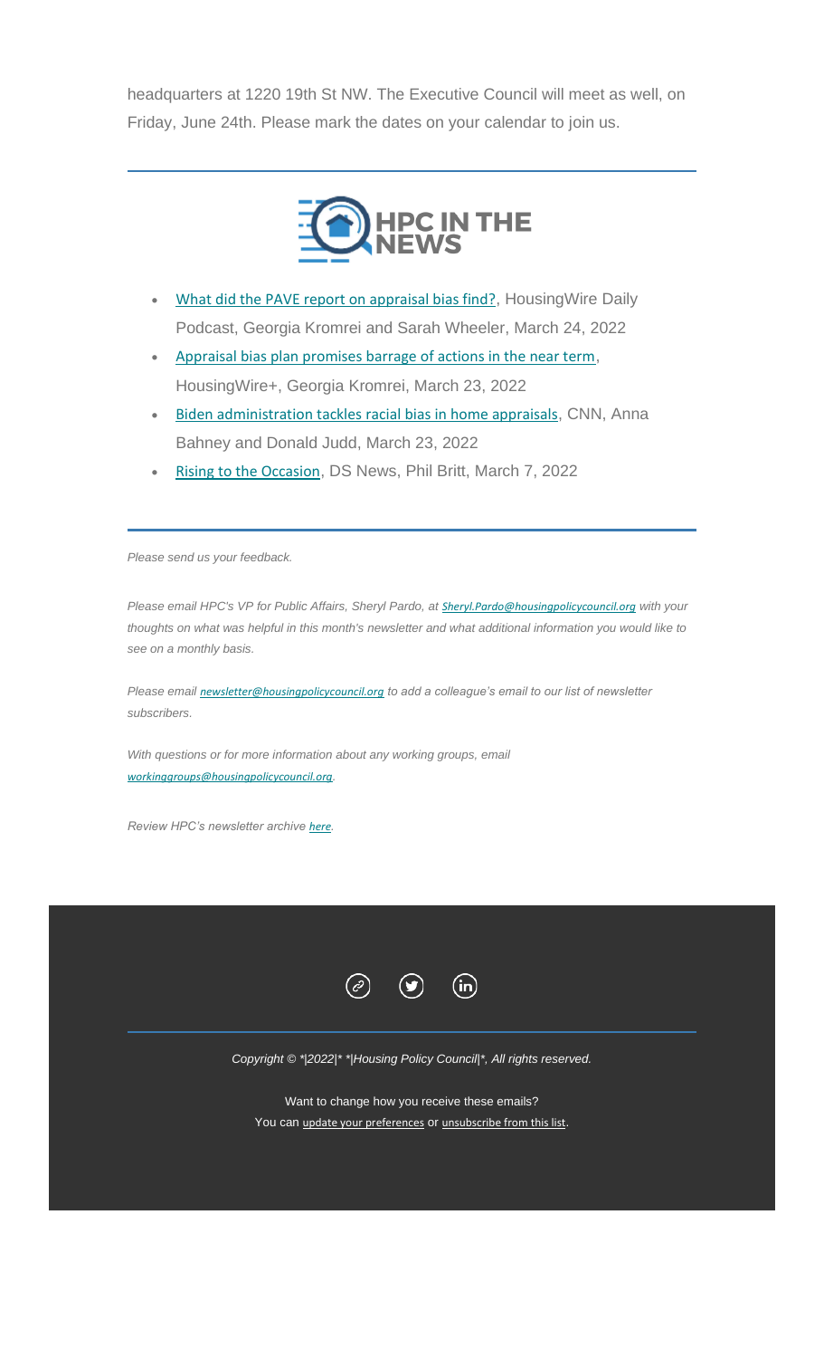headquarters at 1220 19th St NW. The Executive Council will meet as well, on Friday, June 24th. Please mark the dates on your calendar to join us.

---

## HPC IN THE NEWS

- What did the PAVE report on appraisal bias find?, HousingWire Daily Podcast, Georgia Kromrei and Sarah Wheeler, March 24, 2022
- Appraisal bias plan promises barrage of actions in the near term, HousingWire+, Georgia Kromrei, March 23, 2022
- Biden administration tackles racial bias in home appraisals, CNN, Anna Bahney and Donald Judd, March 23, 2022
- Rising to the Occasion, DS News, Phil Britt, March 7, 2022

---

*Please send us your feedback.*

*Please email HPC's VP for Public Affairs, Sheryl Pardo, at Sheryl.Pardo@housingpolicycouncil.org with your thoughts on what was helpful in this month's newsletter and what additional information you would like to see on a monthly basis.*

*Please email newsletter@housingpolicycouncil.org to add a colleague's email to our list of newsletter subscribers.*

*With questions or for more information about any working groups, email workinggroups@housingpolicycouncil.org.*

*Review HPC's newsletter archive here.*

---

*Copyright © *|2022|* *|Housing Policy Council|*, All rights reserved.*

Want to change how you receive these emails?
You can update your preferences or unsubscribe from this list.